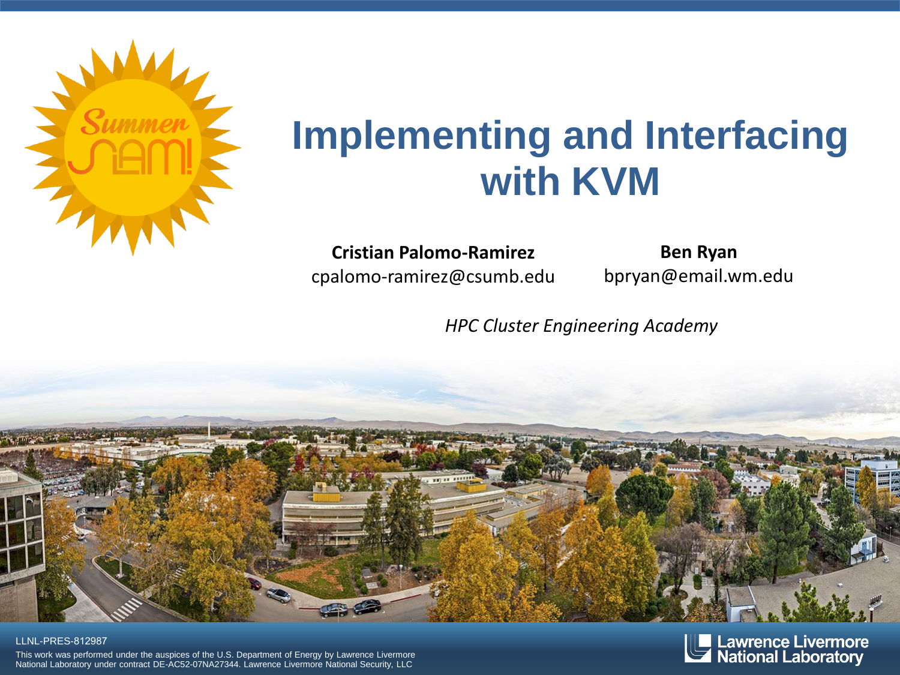# Implementing and Interfacing with KVM

**Cristian Palomo-Ramirez**
cpalomo-ramirez@csumb.edu

**Ben Ryan**
bpryan@email.wm.edu

*HPC Cluster Engineering Academy*

LLNL-PRES-812987

This work was performed under the auspices of the U.S. Department of Energy by Lawrence Livermore National Laboratory under contract DE-AC52-07NA27344. Lawrence Livermore National Security, LLC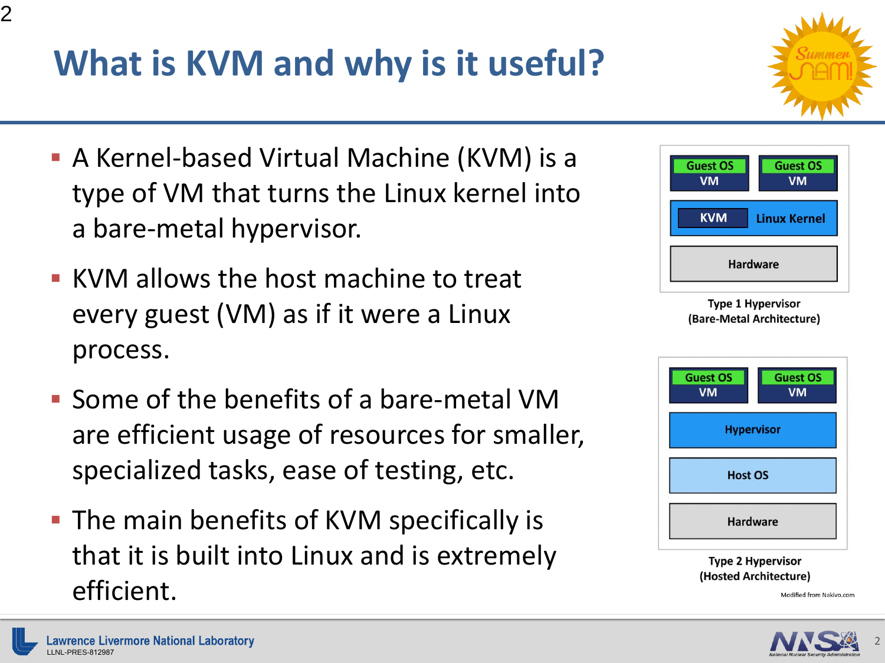# What is KVM and why is it useful?

- A Kernel-based Virtual Machine (KVM) is a type of VM that turns the Linux kernel into a bare-metal hypervisor.
- KVM allows the host machine to treat every guest (VM) as if it were a Linux process.
- Some of the benefits of a bare-metal VM are efficient usage of resources for smaller, specialized tasks, ease of testing, etc.
- The main benefits of KVM specifically is that it is built into Linux and is extremely efficient.

Type 1 Hypervisor (Bare-Metal Architecture)

Type 2 Hypervisor (Hosted Architecture)

Modified from Nakivo.com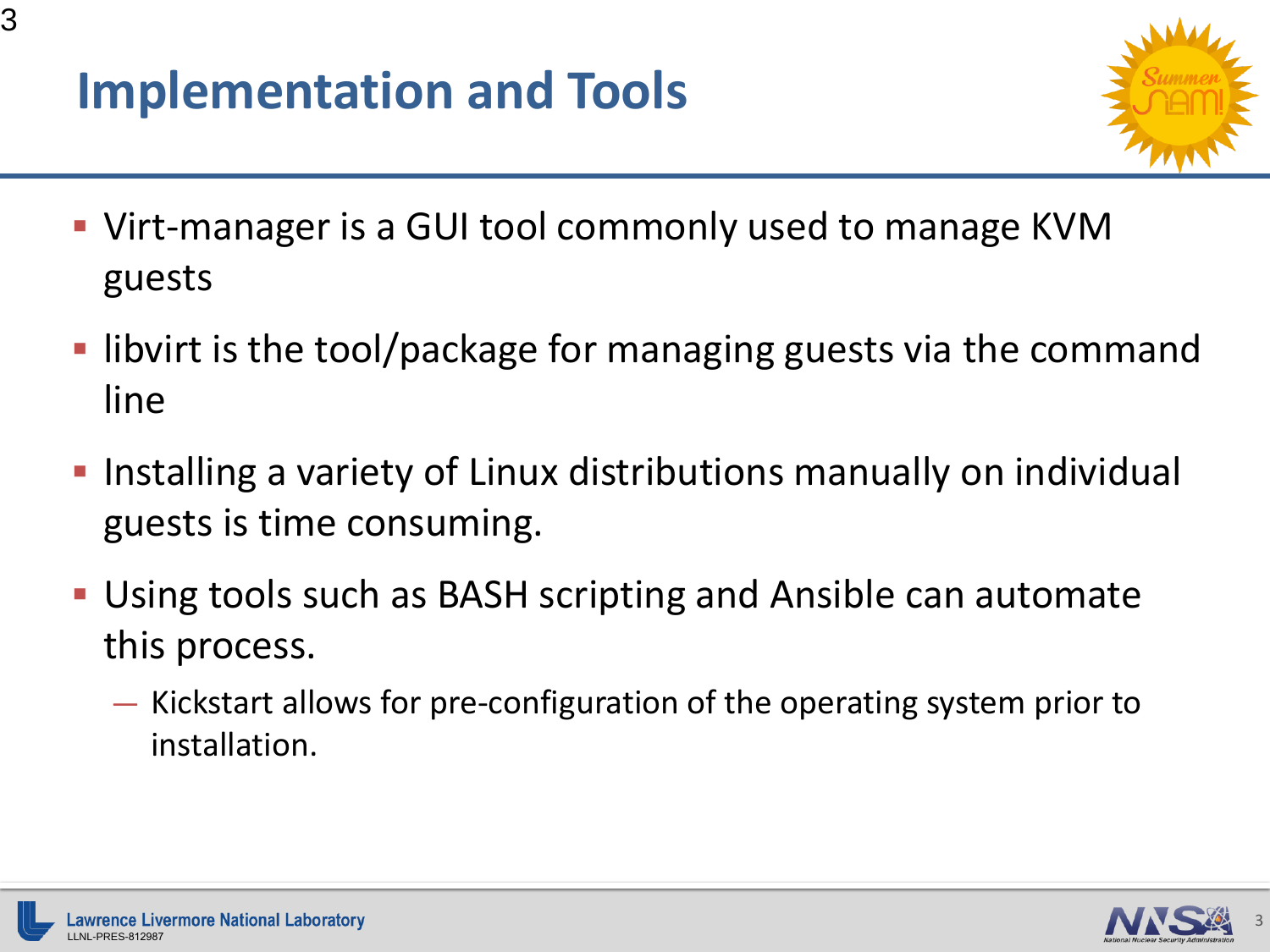# Implementation and Tools

- Virt-manager is a GUI tool commonly used to manage KVM guests
- libvirt is the tool/package for managing guests via the command line
- Installing a variety of Linux distributions manually on individual guests is time consuming.
- Using tools such as BASH scripting and Ansible can automate this process.
  - Kickstart allows for pre-configuration of the operating system prior to installation.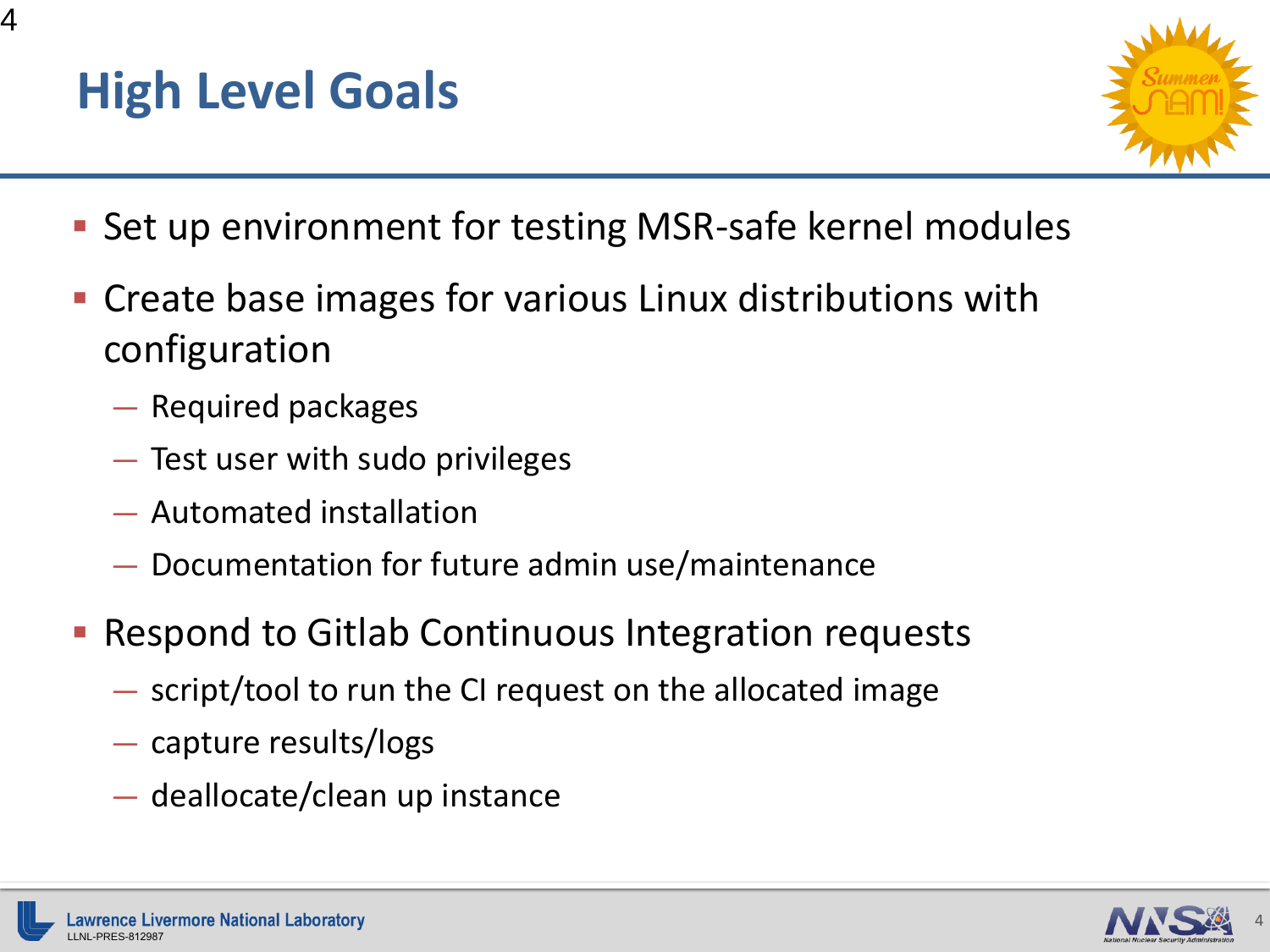# High Level Goals

- Set up environment for testing MSR-safe kernel modules
- Create base images for various Linux distributions with configuration
  - Required packages
  - Test user with sudo privileges
  - Automated installation
  - Documentation for future admin use/maintenance
- Respond to Gitlab Continuous Integration requests
  - script/tool to run the CI request on the allocated image
  - capture results/logs
  - deallocate/clean up instance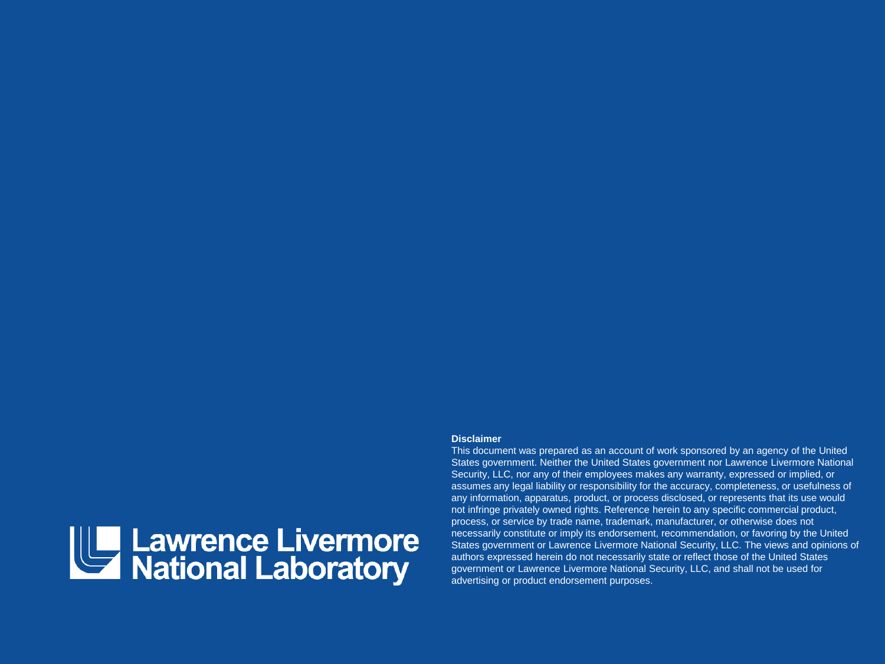Lawrence Livermore National Laboratory

**Disclaimer**

This document was prepared as an account of work sponsored by an agency of the United States government. Neither the United States government nor Lawrence Livermore National Security, LLC, nor any of their employees makes any warranty, expressed or implied, or assumes any legal liability or responsibility for the accuracy, completeness, or usefulness of any information, apparatus, product, or process disclosed, or represents that its use would not infringe privately owned rights. Reference herein to any specific commercial product, process, or service by trade name, trademark, manufacturer, or otherwise does not necessarily constitute or imply its endorsement, recommendation, or favoring by the United States government or Lawrence Livermore National Security, LLC. The views and opinions of authors expressed herein do not necessarily state or reflect those of the United States government or Lawrence Livermore National Security, LLC, and shall not be used for advertising or product endorsement purposes.